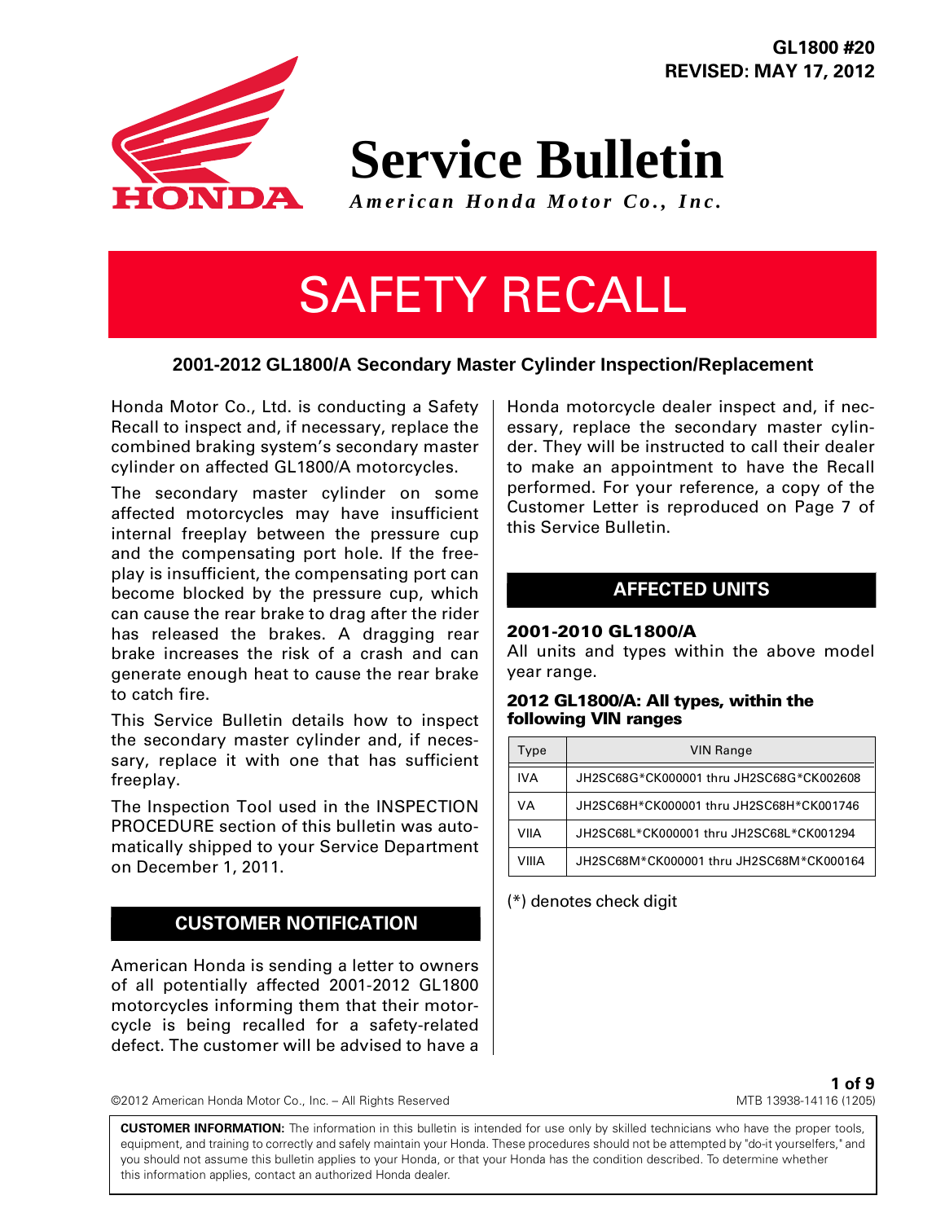GL1800 #20
REVISED: MAY 17, 2012

# Service Bulletin

*American Honda Motor Co., Inc.*

# SAFETY RECALL

## 2001-2012 GL1800/A Secondary Master Cylinder Inspection/Replacement

Honda Motor Co., Ltd. is conducting a Safety Recall to inspect and, if necessary, replace the combined braking system's secondary master cylinder on affected GL1800/A motorcycles.

The secondary master cylinder on some affected motorcycles may have insufficient internal freeplay between the pressure cup and the compensating port hole. If the freeplay is insufficient, the compensating port can become blocked by the pressure cup, which can cause the rear brake to drag after the rider has released the brakes. A dragging rear brake increases the risk of a crash and can generate enough heat to cause the rear brake to catch fire.

This Service Bulletin details how to inspect the secondary master cylinder and, if necessary, replace it with one that has sufficient freeplay.

The Inspection Tool used in the INSPECTION PROCEDURE section of this bulletin was automatically shipped to your Service Department on December 1, 2011.

## CUSTOMER NOTIFICATION

American Honda is sending a letter to owners of all potentially affected 2001-2012 GL1800 motorcycles informing them that their motorcycle is being recalled for a safety-related defect. The customer will be advised to have a Honda motorcycle dealer inspect and, if necessary, replace the secondary master cylinder. They will be instructed to call their dealer to make an appointment to have the Recall performed. For your reference, a copy of the Customer Letter is reproduced on Page 7 of this Service Bulletin.

## AFFECTED UNITS

### 2001-2010 GL1800/A

All units and types within the above model year range.

### 2012 GL1800/A: All types, within the following VIN ranges

| Type | VIN Range |
|---|---|
| IVA | JH2SC68G*CK000001 thru JH2SC68G*CK002608 |
| VA | JH2SC68H*CK000001 thru JH2SC68H*CK001746 |
| VIIA | JH2SC68L*CK000001 thru JH2SC68L*CK001294 |
| VIIIA | JH2SC68M*CK000001 thru JH2SC68M*CK000164 |

(*) denotes check digit

©2012 American Honda Motor Co., Inc. – All Rights Reserved

MTB 13938-14116 (1205)

**CUSTOMER INFORMATION:** The information in this bulletin is intended for use only by skilled technicians who have the proper tools, equipment, and training to correctly and safely maintain your Honda. These procedures should not be attempted by "do-it yourselfers," and you should not assume this bulletin applies to your Honda, or that your Honda has the condition described. To determine whether this information applies, contact an authorized Honda dealer.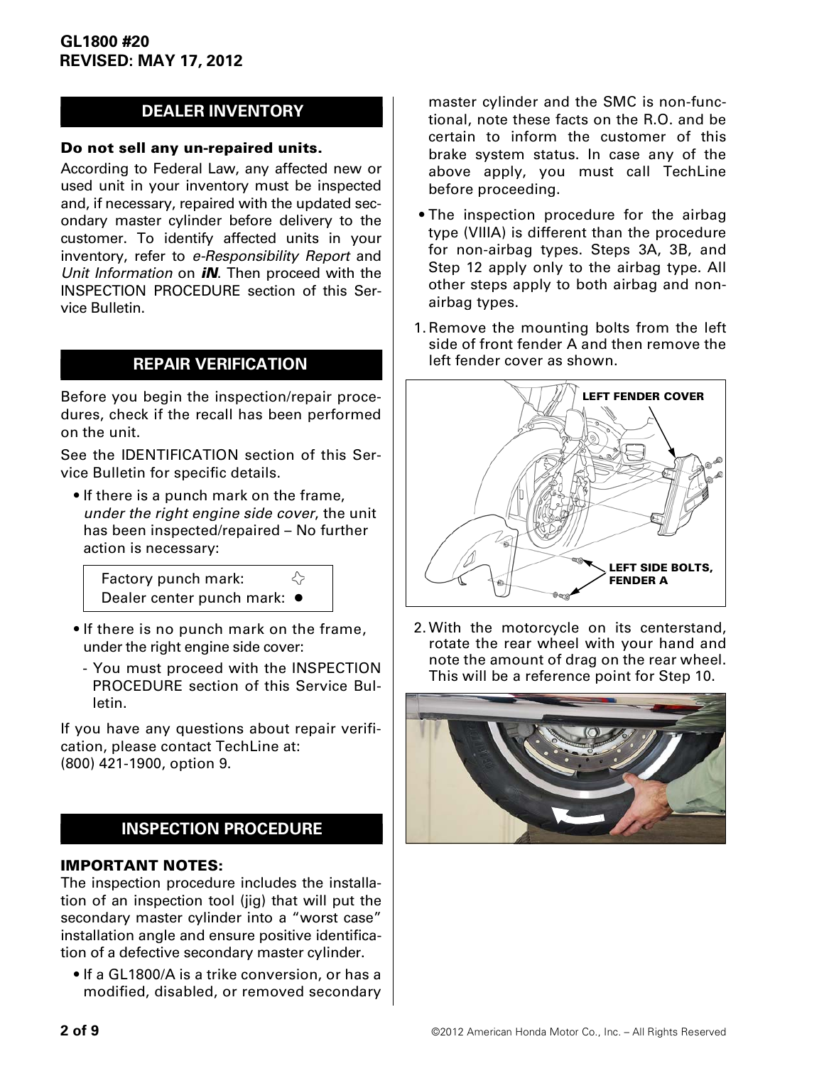## DEALER INVENTORY

**Do not sell any un-repaired units.**

According to Federal Law, any affected new or used unit in your inventory must be inspected and, if necessary, repaired with the updated secondary master cylinder before delivery to the customer. To identify affected units in your inventory, refer to *e-Responsibility Report* and *Unit Information* on ***iN***. Then proceed with the INSPECTION PROCEDURE section of this Service Bulletin.

## REPAIR VERIFICATION

Before you begin the inspection/repair procedures, check if the recall has been performed on the unit.

See the IDENTIFICATION section of this Service Bulletin for specific details.

- If there is a punch mark on the frame, *under the right engine side cover*, the unit has been inspected/repaired – No further action is necessary:

| | |
|---|---|
| Factory punch mark: | ✧ |
| Dealer center punch mark: | ● |

- If there is no punch mark on the frame, under the right engine side cover:
  - You must proceed with the INSPECTION PROCEDURE section of this Service Bulletin.

If you have any questions about repair verification, please contact TechLine at:
(800) 421-1900, option 9.

## INSPECTION PROCEDURE

**IMPORTANT NOTES:**

The inspection procedure includes the installation of an inspection tool (jig) that will put the secondary master cylinder into a "worst case" installation angle and ensure positive identification of a defective secondary master cylinder.

- If a GL1800/A is a trike conversion, or has a modified, disabled, or removed secondary master cylinder and the SMC is non-functional, note these facts on the R.O. and be certain to inform the customer of this brake system status. In case any of the above apply, you must call TechLine before proceeding.
- The inspection procedure for the airbag type (VIIIA) is different than the procedure for non-airbag types. Steps 3A, 3B, and Step 12 apply only to the airbag type. All other steps apply to both airbag and non-airbag types.

1. Remove the mounting bolts from the left side of front fender A and then remove the left fender cover as shown.

LEFT FENDER COVER

LEFT SIDE BOLTS, FENDER A

2. With the motorcycle on its centerstand, rotate the rear wheel with your hand and note the amount of drag on the rear wheel. This will be a reference point for Step 10.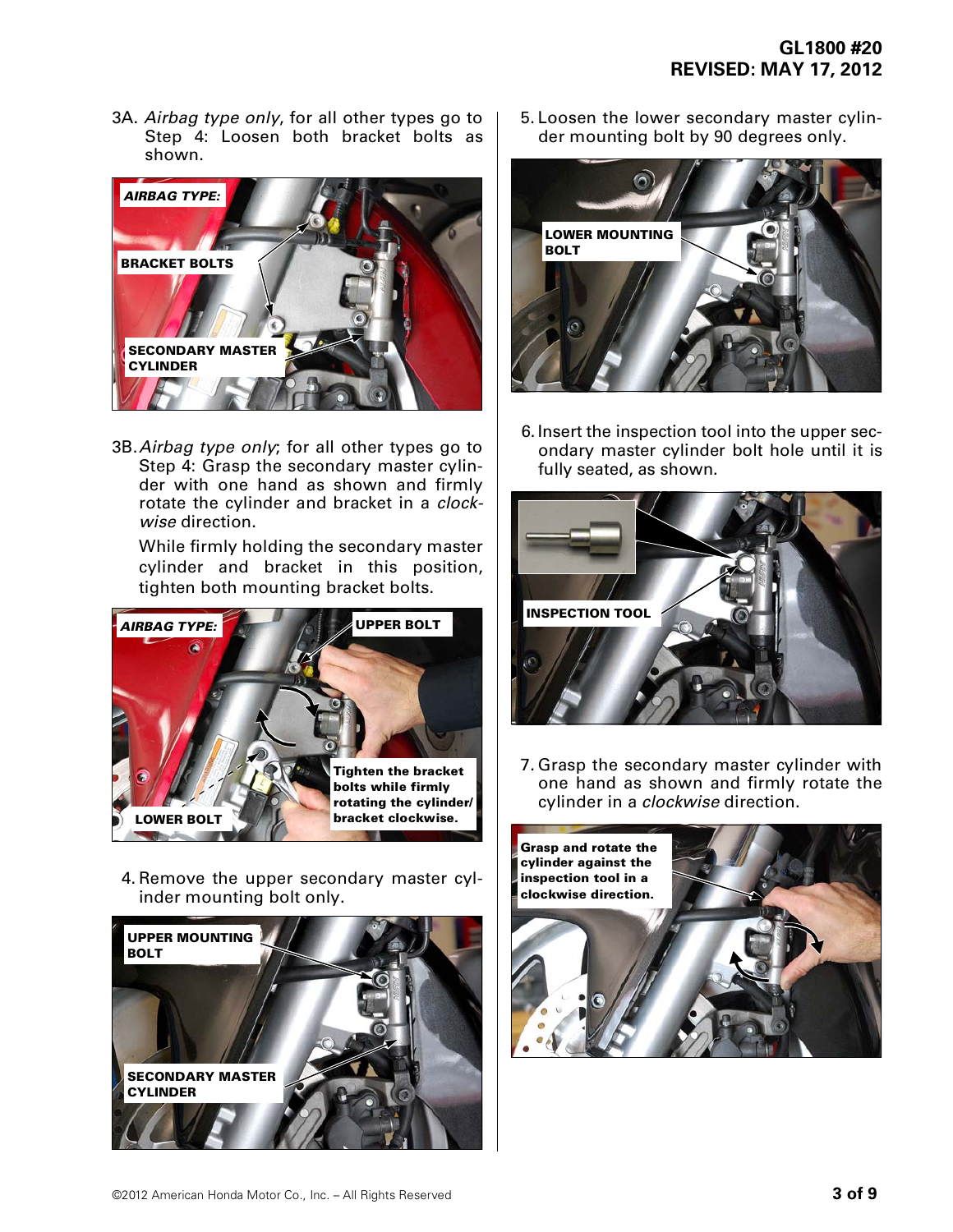3A. *Airbag type only*, for all other types go to Step 4: Loosen both bracket bolts as shown.

**AIRBAG TYPE:**

**BRACKET BOLTS**

**SECONDARY MASTER CYLINDER**

3B. *Airbag type only*; for all other types go to Step 4: Grasp the secondary master cylinder with one hand as shown and firmly rotate the cylinder and bracket in a *clockwise* direction.

While firmly holding the secondary master cylinder and bracket in this position, tighten both mounting bracket bolts.

**AIRBAG TYPE:**

**UPPER BOLT**

**Tighten the bracket bolts while firmly rotating the cylinder/ bracket clockwise.**

**LOWER BOLT**

4. Remove the upper secondary master cylinder mounting bolt only.

**UPPER MOUNTING BOLT**

**SECONDARY MASTER CYLINDER**

5. Loosen the lower secondary master cylinder mounting bolt by 90 degrees only.

**LOWER MOUNTING BOLT**

6. Insert the inspection tool into the upper secondary master cylinder bolt hole until it is fully seated, as shown.

**INSPECTION TOOL**

7. Grasp the secondary master cylinder with one hand as shown and firmly rotate the cylinder in a *clockwise* direction.

**Grasp and rotate the cylinder against the inspection tool in a clockwise direction.**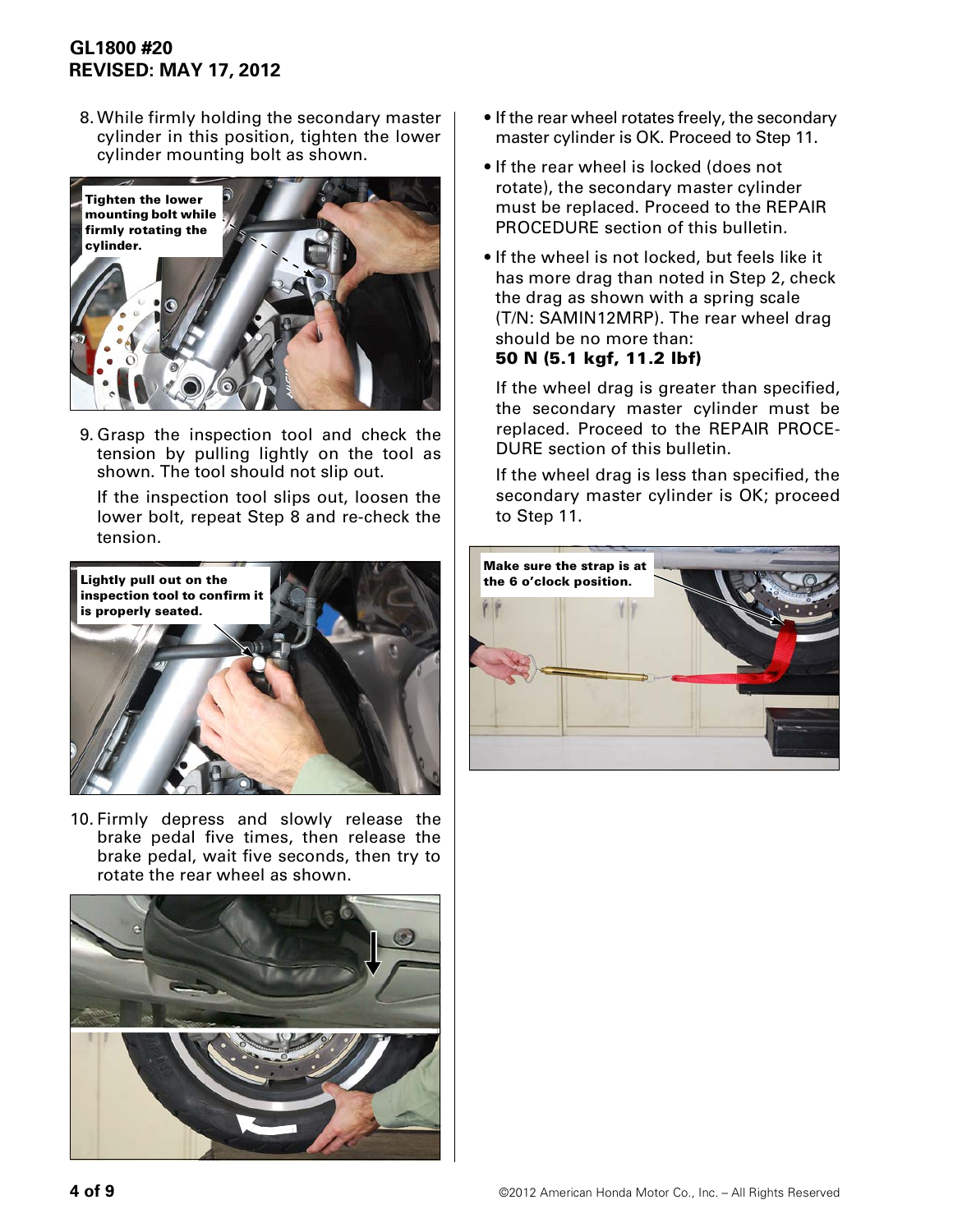8. While firmly holding the secondary master cylinder in this position, tighten the lower cylinder mounting bolt as shown.

Tighten the lower mounting bolt while firmly rotating the cylinder.

9. Grasp the inspection tool and check the tension by pulling lightly on the tool as shown. The tool should not slip out.

   If the inspection tool slips out, loosen the lower bolt, repeat Step 8 and re-check the tension.

Lightly pull out on the inspection tool to confirm it is properly seated.

10. Firmly depress and slowly release the brake pedal five times, then release the brake pedal, wait five seconds, then try to rotate the rear wheel as shown.

- If the rear wheel rotates freely, the secondary master cylinder is OK. Proceed to Step 11.
- If the rear wheel is locked (does not rotate), the secondary master cylinder must be replaced. Proceed to the REPAIR PROCEDURE section of this bulletin.
- If the wheel is not locked, but feels like it has more drag than noted in Step 2, check the drag as shown with a spring scale (T/N: SAMIN12MRP). The rear wheel drag should be no more than:
  **50 N (5.1 kgf, 11.2 lbf)**

  If the wheel drag is greater than specified, the secondary master cylinder must be replaced. Proceed to the REPAIR PROCEDURE section of this bulletin.

  If the wheel drag is less than specified, the secondary master cylinder is OK; proceed to Step 11.

Make sure the strap is at the 6 o'clock position.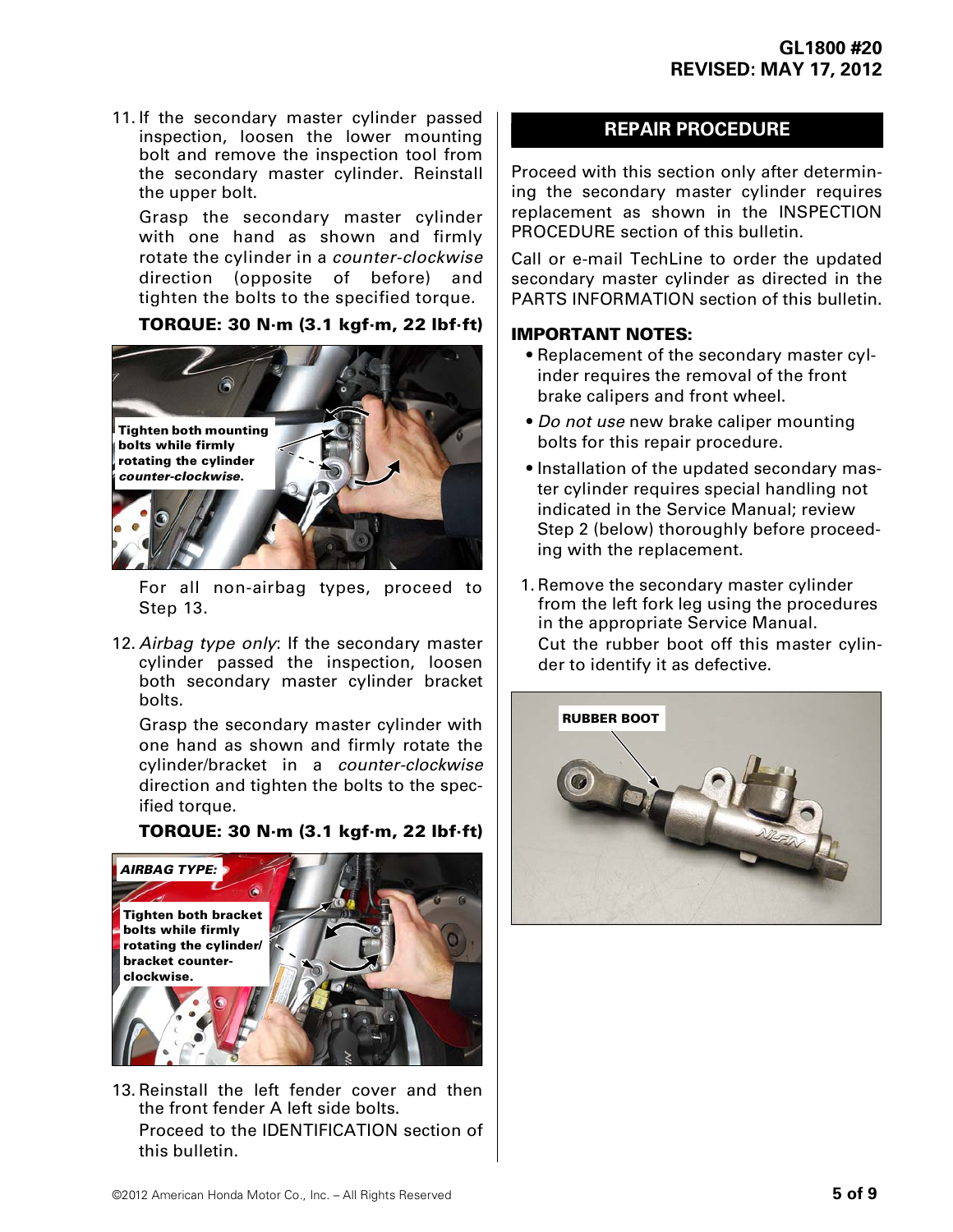11. If the secondary master cylinder passed inspection, loosen the lower mounting bolt and remove the inspection tool from the secondary master cylinder. Reinstall the upper bolt.

    Grasp the secondary master cylinder with one hand as shown and firmly rotate the cylinder in a *counter-clockwise* direction (opposite of before) and tighten the bolts to the specified torque.

    **TORQUE: 30 N·m (3.1 kgf·m, 22 lbf·ft)**

    Tighten both mounting bolts while firmly rotating the cylinder *counter-clockwise*.

    For all non-airbag types, proceed to Step 13.

12. *Airbag type only*: If the secondary master cylinder passed the inspection, loosen both secondary master cylinder bracket bolts.

    Grasp the secondary master cylinder with one hand as shown and firmly rotate the cylinder/bracket in a *counter-clockwise* direction and tighten the bolts to the specified torque.

    **TORQUE: 30 N·m (3.1 kgf·m, 22 lbf·ft)**

    *AIRBAG TYPE:*

    Tighten both bracket bolts while firmly rotating the cylinder/bracket counter-clockwise.

13. Reinstall the left fender cover and then the front fender A left side bolts.

    Proceed to the IDENTIFICATION section of this bulletin.

## REPAIR PROCEDURE

Proceed with this section only after determining the secondary master cylinder requires replacement as shown in the INSPECTION PROCEDURE section of this bulletin.

Call or e-mail TechLine to order the updated secondary master cylinder as directed in the PARTS INFORMATION section of this bulletin.

### IMPORTANT NOTES:

- Replacement of the secondary master cylinder requires the removal of the front brake calipers and front wheel.
- *Do not use* new brake caliper mounting bolts for this repair procedure.
- Installation of the updated secondary master cylinder requires special handling not indicated in the Service Manual; review Step 2 (below) thoroughly before proceeding with the replacement.

1. Remove the secondary master cylinder from the left fork leg using the procedures in the appropriate Service Manual.
   Cut the rubber boot off this master cylinder to identify it as defective.

   RUBBER BOOT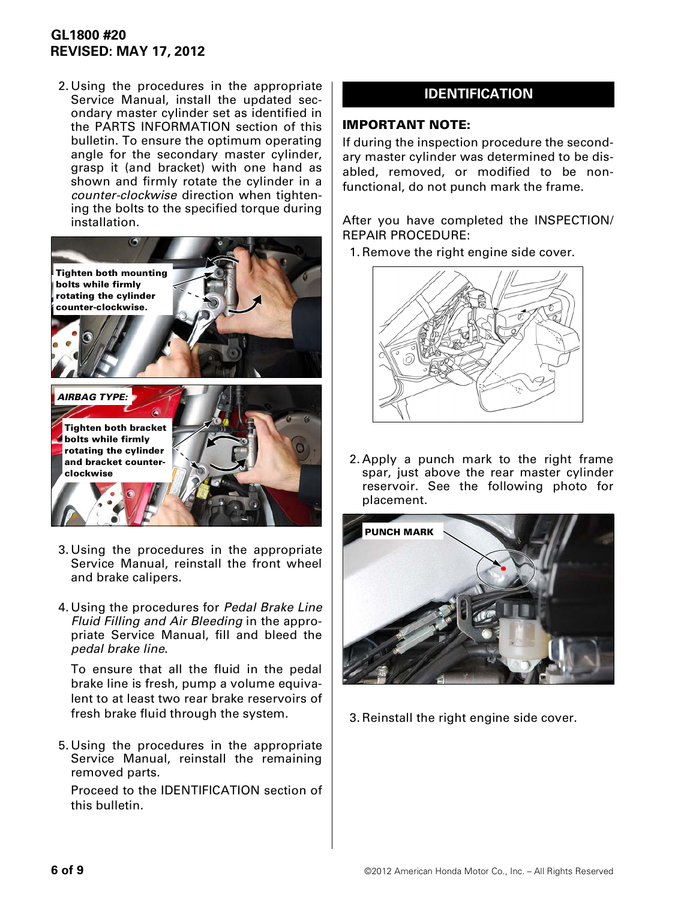2. Using the procedures in the appropriate Service Manual, install the updated secondary master cylinder set as identified in the PARTS INFORMATION section of this bulletin. To ensure the optimum operating angle for the secondary master cylinder, grasp it (and bracket) with one hand as shown and firmly rotate the cylinder in a *counter-clockwise* direction when tightening the bolts to the specified torque during installation.

**Tighten both mounting bolts while firmly rotating the cylinder counter-clockwise.**

***AIRBAG TYPE:***

**Tighten both bracket bolts while firmly rotating the cylinder and bracket counter-clockwise**

3. Using the procedures in the appropriate Service Manual, reinstall the front wheel and brake calipers.

4. Using the procedures for *Pedal Brake Line Fluid Filling and Air Bleeding* in the appropriate Service Manual, fill and bleed the *pedal brake line*.

   To ensure that all the fluid in the pedal brake line is fresh, pump a volume equivalent to at least two rear brake reservoirs of fresh brake fluid through the system.

5. Using the procedures in the appropriate Service Manual, reinstall the remaining removed parts.

   Proceed to the IDENTIFICATION section of this bulletin.

## IDENTIFICATION

### IMPORTANT NOTE:

If during the inspection procedure the secondary master cylinder was determined to be disabled, removed, or modified to be non-functional, do not punch mark the frame.

After you have completed the INSPECTION/REPAIR PROCEDURE:

1. Remove the right engine side cover.

2. Apply a punch mark to the right frame spar, just above the rear master cylinder reservoir. See the following photo for placement.

**PUNCH MARK**

3. Reinstall the right engine side cover.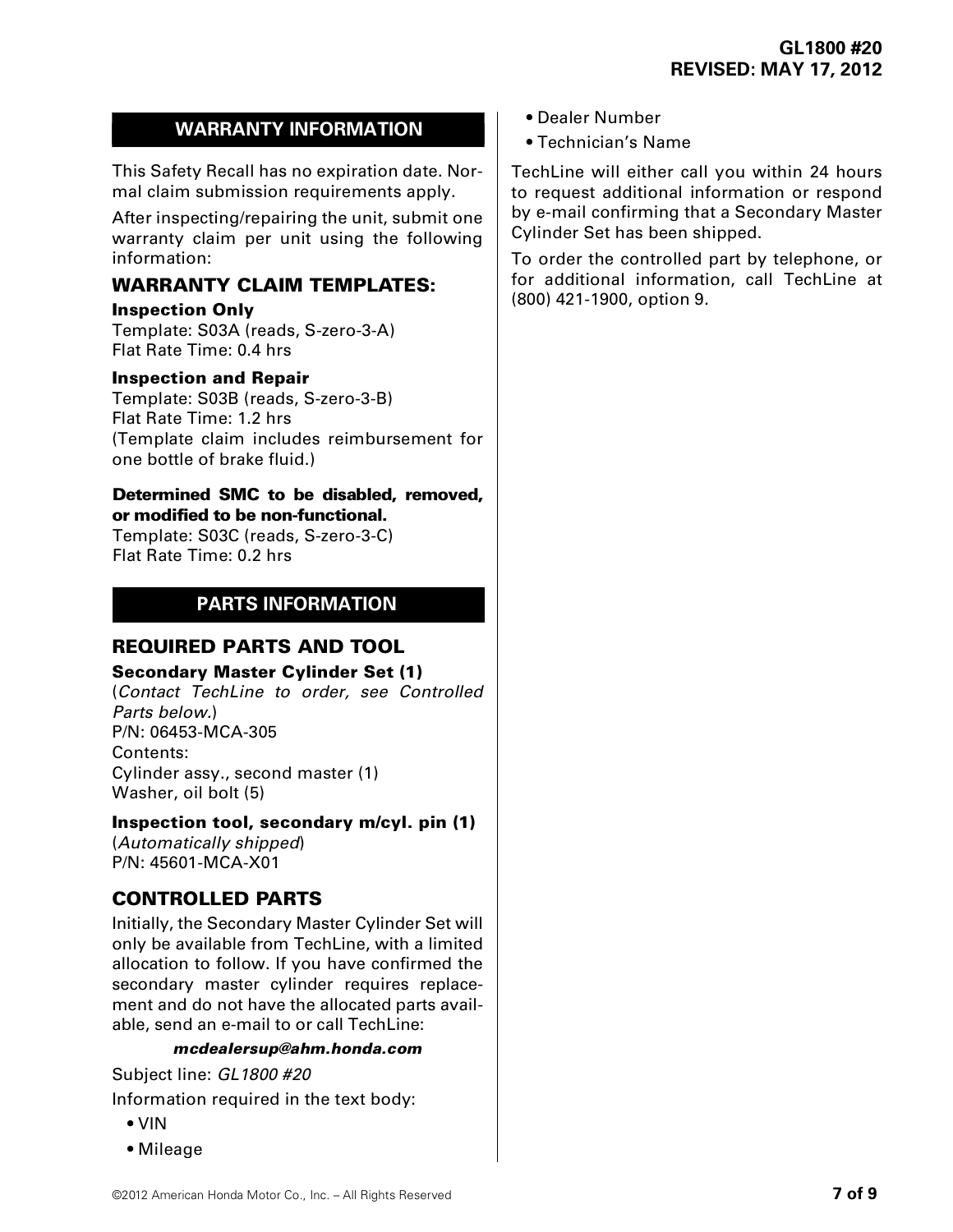## WARRANTY INFORMATION

This Safety Recall has no expiration date. Normal claim submission requirements apply.

After inspecting/repairing the unit, submit one warranty claim per unit using the following information:

### WARRANTY CLAIM TEMPLATES:

**Inspection Only**
Template: S03A (reads, S-zero-3-A)
Flat Rate Time: 0.4 hrs

**Inspection and Repair**
Template: S03B (reads, S-zero-3-B)
Flat Rate Time: 1.2 hrs
(Template claim includes reimbursement for one bottle of brake fluid.)

**Determined SMC to be disabled, removed, or modified to be non-functional.**
Template: S03C (reads, S-zero-3-C)
Flat Rate Time: 0.2 hrs

## PARTS INFORMATION

### REQUIRED PARTS AND TOOL

**Secondary Master Cylinder Set (1)**
(*Contact TechLine to order, see Controlled Parts below.*)
P/N: 06453-MCA-305
Contents:
Cylinder assy., second master (1)
Washer, oil bolt (5)

**Inspection tool, secondary m/cyl. pin (1)**
(*Automatically shipped*)
P/N: 45601-MCA-X01

### CONTROLLED PARTS

Initially, the Secondary Master Cylinder Set will only be available from TechLine, with a limited allocation to follow. If you have confirmed the secondary master cylinder requires replacement and do not have the allocated parts available, send an e-mail to or call TechLine:

***mcdealersup@ahm.honda.com***

Subject line: *GL1800 #20*

Information required in the text body:

- VIN
- Mileage
- Dealer Number
- Technician's Name

TechLine will either call you within 24 hours to request additional information or respond by e-mail confirming that a Secondary Master Cylinder Set has been shipped.

To order the controlled part by telephone, or for additional information, call TechLine at (800) 421-1900, option 9.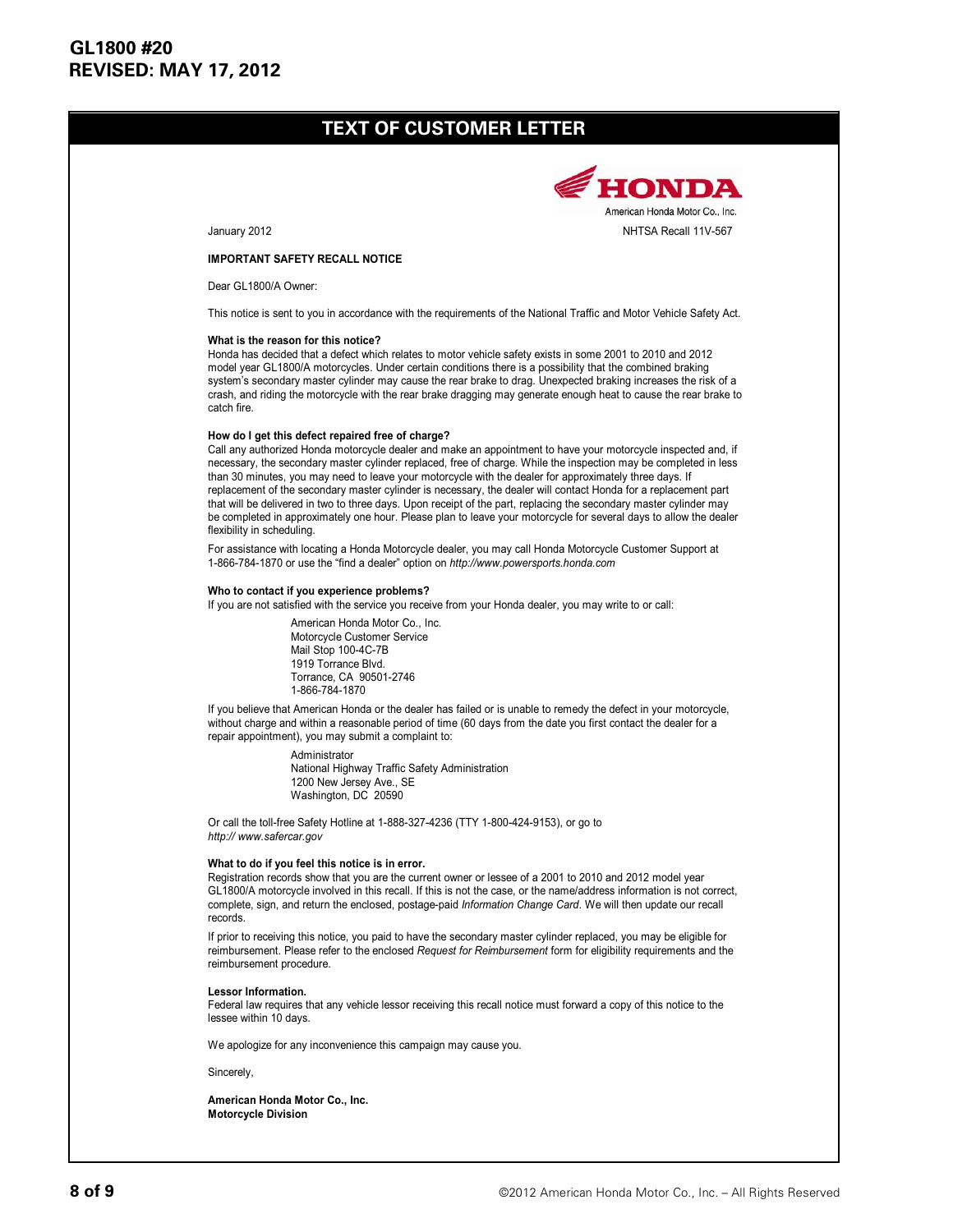## TEXT OF CUSTOMER LETTER

HONDA

American Honda Motor Co., Inc.

January 2012

NHTSA Recall 11V-567

**IMPORTANT SAFETY RECALL NOTICE**

Dear GL1800/A Owner:

This notice is sent to you in accordance with the requirements of the National Traffic and Motor Vehicle Safety Act.

**What is the reason for this notice?**

Honda has decided that a defect which relates to motor vehicle safety exists in some 2001 to 2010 and 2012 model year GL1800/A motorcycles. Under certain conditions there is a possibility that the combined braking system's secondary master cylinder may cause the rear brake to drag. Unexpected braking increases the risk of a crash, and riding the motorcycle with the rear brake dragging may generate enough heat to cause the rear brake to catch fire.

**How do I get this defect repaired free of charge?**

Call any authorized Honda motorcycle dealer and make an appointment to have your motorcycle inspected and, if necessary, the secondary master cylinder replaced, free of charge. While the inspection may be completed in less than 30 minutes, you may need to leave your motorcycle with the dealer for approximately three days. If replacement of the secondary master cylinder is necessary, the dealer will contact Honda for a replacement part that will be delivered in two to three days. Upon receipt of the part, replacing the secondary master cylinder may be completed in approximately one hour. Please plan to leave your motorcycle for several days to allow the dealer flexibility in scheduling.

For assistance with locating a Honda Motorcycle dealer, you may call Honda Motorcycle Customer Support at 1-866-784-1870 or use the "find a dealer" option on *http://www.powersports.honda.com*

**Who to contact if you experience problems?**

If you are not satisfied with the service you receive from your Honda dealer, you may write to or call:

American Honda Motor Co., Inc.  
Motorcycle Customer Service  
Mail Stop 100-4C-7B  
1919 Torrance Blvd.  
Torrance, CA 90501-2746  
1-866-784-1870

If you believe that American Honda or the dealer has failed or is unable to remedy the defect in your motorcycle, without charge and within a reasonable period of time (60 days from the date you first contact the dealer for a repair appointment), you may submit a complaint to:

Administrator  
National Highway Traffic Safety Administration  
1200 New Jersey Ave., SE  
Washington, DC 20590

Or call the toll-free Safety Hotline at 1-888-327-4236 (TTY 1-800-424-9153), or go to *http:// www.safercar.gov*

**What to do if you feel this notice is in error.**

Registration records show that you are the current owner or lessee of a 2001 to 2010 and 2012 model year GL1800/A motorcycle involved in this recall. If this is not the case, or the name/address information is not correct, complete, sign, and return the enclosed, postage-paid *Information Change Card*. We will then update our recall records.

If prior to receiving this notice, you paid to have the secondary master cylinder replaced, you may be eligible for reimbursement. Please refer to the enclosed *Request for Reimbursement* form for eligibility requirements and the reimbursement procedure.

**Lessor Information.**

Federal law requires that any vehicle lessor receiving this recall notice must forward a copy of this notice to the lessee within 10 days.

We apologize for any inconvenience this campaign may cause you.

Sincerely,

**American Honda Motor Co., Inc.**  
**Motorcycle Division**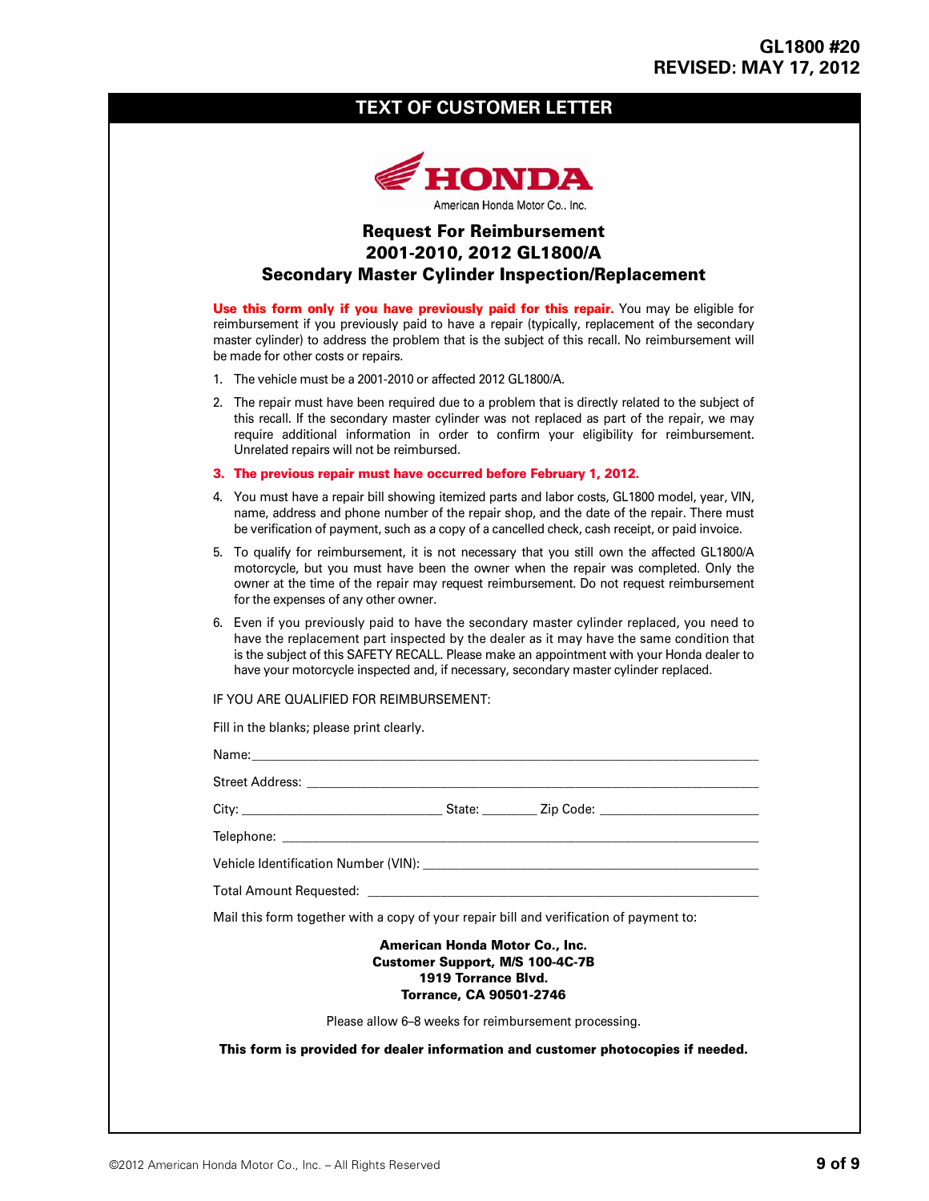GL1800 #20
REVISED: MAY 17, 2012

## TEXT OF CUSTOMER LETTER

HONDA

American Honda Motor Co., Inc.

### Request For Reimbursement
### 2001-2010, 2012 GL1800/A
### Secondary Master Cylinder Inspection/Replacement

**Use this form only if you have previously paid for this repair.** You may be eligible for reimbursement if you previously paid to have a repair (typically, replacement of the secondary master cylinder) to address the problem that is the subject of this recall. No reimbursement will be made for other costs or repairs.

1. The vehicle must be a 2001-2010 or affected 2012 GL1800/A.
2. The repair must have been required due to a problem that is directly related to the subject of this recall. If the secondary master cylinder was not replaced as part of the repair, we may require additional information in order to confirm your eligibility for reimbursement. Unrelated repairs will not be reimbursed.
3. **The previous repair must have occurred before February 1, 2012.**
4. You must have a repair bill showing itemized parts and labor costs, GL1800 model, year, VIN, name, address and phone number of the repair shop, and the date of the repair. There must be verification of payment, such as a copy of a cancelled check, cash receipt, or paid invoice.
5. To qualify for reimbursement, it is not necessary that you still own the affected GL1800/A motorcycle, but you must have been the owner when the repair was completed. Only the owner at the time of the repair may request reimbursement. Do not request reimbursement for the expenses of any other owner.
6. Even if you previously paid to have the secondary master cylinder replaced, you need to have the replacement part inspected by the dealer as it may have the same condition that is the subject of this SAFETY RECALL. Please make an appointment with your Honda dealer to have your motorcycle inspected and, if necessary, secondary master cylinder replaced.

IF YOU ARE QUALIFIED FOR REIMBURSEMENT:

Fill in the blanks; please print clearly.

Name:\_\_\_\_\_\_\_\_\_\_\_\_\_\_\_\_\_\_\_\_\_\_\_\_\_\_\_\_\_\_\_\_\_\_\_\_\_\_\_\_\_\_\_\_

Street Address: \_\_\_\_\_\_\_\_\_\_\_\_\_\_\_\_\_\_\_\_\_\_\_\_\_\_\_\_\_\_\_\_\_\_\_\_\_\_\_\_

City: \_\_\_\_\_\_\_\_\_\_\_\_\_\_\_\_\_\_ State: \_\_\_\_\_\_ Zip Code: \_\_\_\_\_\_\_\_\_\_\_\_\_\_

Telephone: \_\_\_\_\_\_\_\_\_\_\_\_\_\_\_\_\_\_\_\_\_\_\_\_\_\_\_\_\_\_\_\_\_\_\_\_\_\_\_\_\_\_

Vehicle Identification Number (VIN): \_\_\_\_\_\_\_\_\_\_\_\_\_\_\_\_\_\_\_\_\_\_\_\_\_\_\_\_

Total Amount Requested: \_\_\_\_\_\_\_\_\_\_\_\_\_\_\_\_\_\_\_\_\_\_\_\_\_\_\_\_\_\_\_\_\_\_

Mail this form together with a copy of your repair bill and verification of payment to:

**American Honda Motor Co., Inc.**
**Customer Support, M/S 100-4C-7B**
**1919 Torrance Blvd.**
**Torrance, CA 90501-2746**

Please allow 6–8 weeks for reimbursement processing.

**This form is provided for dealer information and customer photocopies if needed.**

©2012 American Honda Motor Co., Inc. – All Rights Reserved